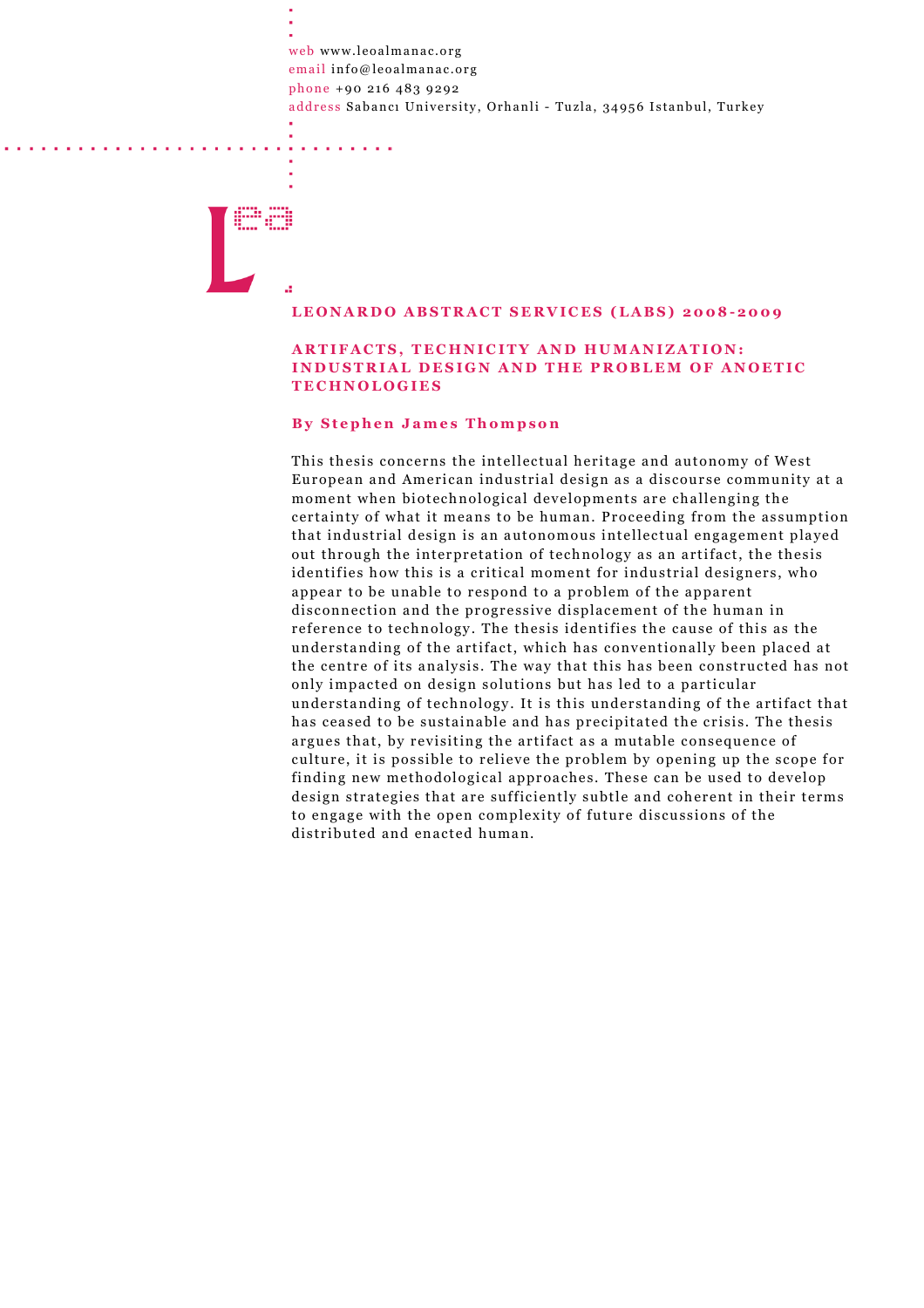web www.leoalmanac.org
email info@leoalmanac.org
phone +90 216 483 9292
address Sabancı University, Orhanli - Tuzla, 34956 Istanbul, Turkey

## LEONARDO ABSTRACT SERVICES (LABS) 2008-2009

# ARTIFACTS, TECHNICITY AND HUMANIZATION: INDUSTRIAL DESIGN AND THE PROBLEM OF ANOETIC TECHNOLOGIES

**By Stephen James Thompson**

This thesis concerns the intellectual heritage and autonomy of West European and American industrial design as a discourse community at a moment when biotechnological developments are challenging the certainty of what it means to be human. Proceeding from the assumption that industrial design is an autonomous intellectual engagement played out through the interpretation of technology as an artifact, the thesis identifies how this is a critical moment for industrial designers, who appear to be unable to respond to a problem of the apparent disconnection and the progressive displacement of the human in reference to technology. The thesis identifies the cause of this as the understanding of the artifact, which has conventionally been placed at the centre of its analysis. The way that this has been constructed has not only impacted on design solutions but has led to a particular understanding of technology. It is this understanding of the artifact that has ceased to be sustainable and has precipitated the crisis. The thesis argues that, by revisiting the artifact as a mutable consequence of culture, it is possible to relieve the problem by opening up the scope for finding new methodological approaches. These can be used to develop design strategies that are sufficiently subtle and coherent in their terms to engage with the open complexity of future discussions of the distributed and enacted human.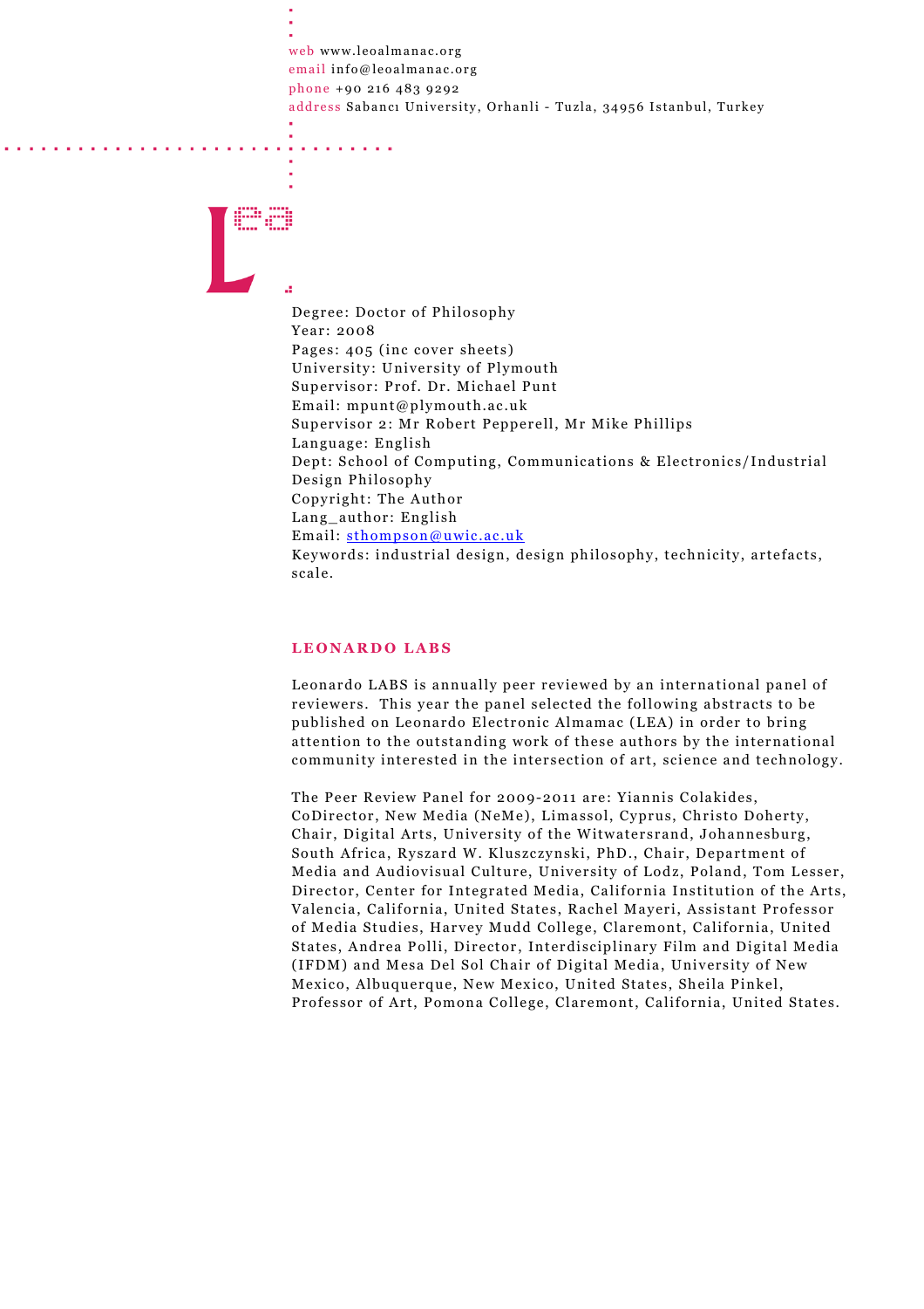web www.leoalmanac.org
email info@leoalmanac.org
phone +90 216 483 9292
address Sabancı University, Orhanli - Tuzla, 34956 Istanbul, Turkey

Degree: Doctor of Philosophy
Year: 2008
Pages: 405 (inc cover sheets)
University: University of Plymouth
Supervisor: Prof. Dr. Michael Punt
Email: mpunt@plymouth.ac.uk
Supervisor 2: Mr Robert Pepperell, Mr Mike Phillips
Language: English
Dept: School of Computing, Communications & Electronics/Industrial Design Philosophy
Copyright: The Author
Lang_author: English
Email: sthompson@uwic.ac.uk
Keywords: industrial design, design philosophy, technicity, artefacts, scale.

## LEONARDO LABS

Leonardo LABS is annually peer reviewed by an international panel of reviewers. This year the panel selected the following abstracts to be published on Leonardo Electronic Almamac (LEA) in order to bring attention to the outstanding work of these authors by the international community interested in the intersection of art, science and technology.

The Peer Review Panel for 2009-2011 are: Yiannis Colakides, CoDirector, New Media (NeMe), Limassol, Cyprus, Christo Doherty, Chair, Digital Arts, University of the Witwatersrand, Johannesburg, South Africa, Ryszard W. Kluszczynski, PhD., Chair, Department of Media and Audiovisual Culture, University of Lodz, Poland, Tom Lesser, Director, Center for Integrated Media, California Institution of the Arts, Valencia, California, United States, Rachel Mayeri, Assistant Professor of Media Studies, Harvey Mudd College, Claremont, California, United States, Andrea Polli, Director, Interdisciplinary Film and Digital Media (IFDM) and Mesa Del Sol Chair of Digital Media, University of New Mexico, Albuquerque, New Mexico, United States, Sheila Pinkel, Professor of Art, Pomona College, Claremont, California, United States.